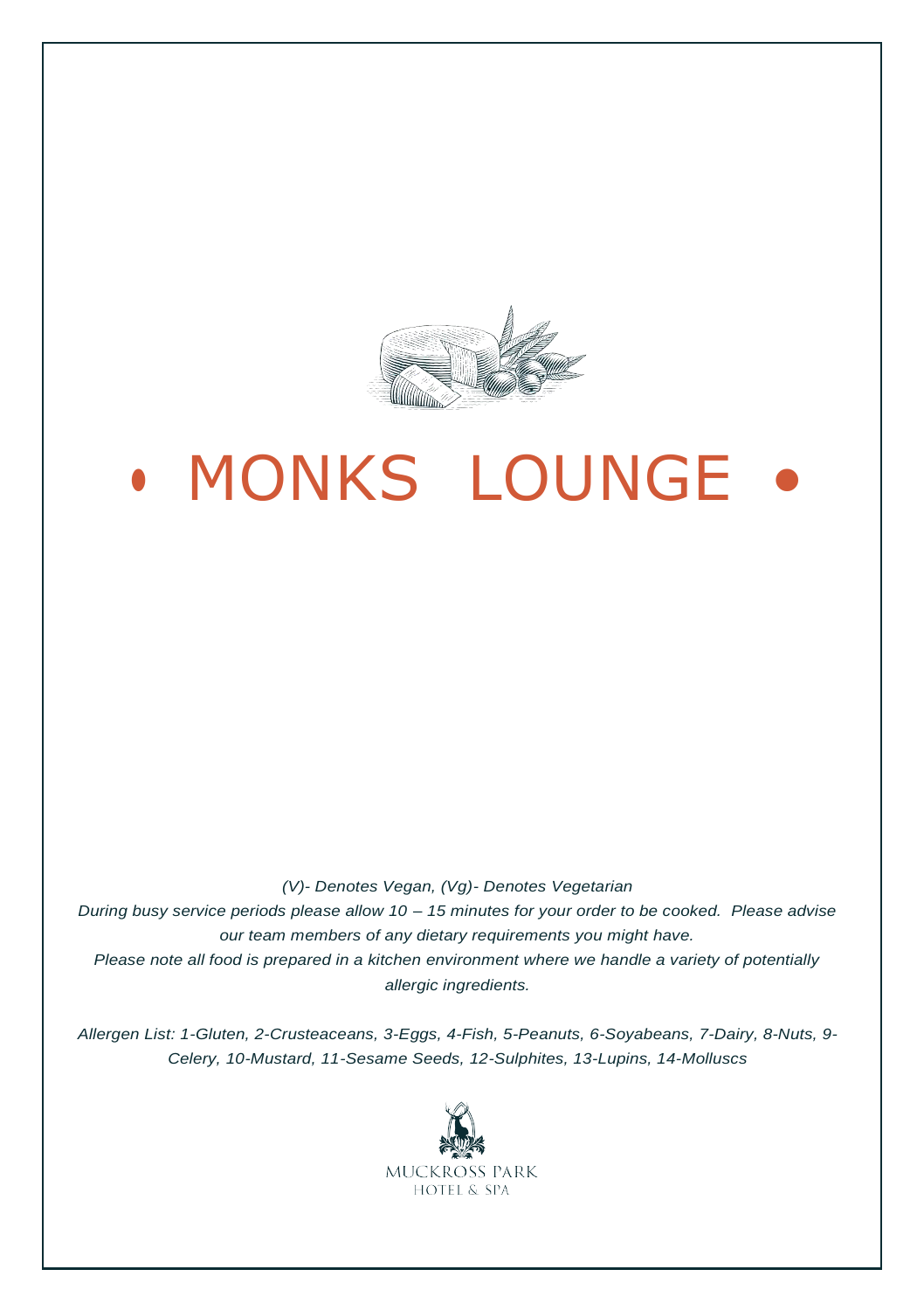# • MONKS LOUNGE •

*(V)- Denotes Vegan, (Vg)- Denotes Vegetarian*

*During busy service periods please allow 10 – 15 minutes for your order to be cooked. Please advise our team members of any dietary requirements you might have.*

*Please note all food is prepared in a kitchen environment where we handle a variety of potentially allergic ingredients.*

*Allergen List: 1-Gluten, 2-Crusteaceans, 3-Eggs, 4-Fish, 5-Peanuts, 6-Soyabeans, 7-Dairy, 8-Nuts, 9-Celery, 10-Mustard, 11-Sesame Seeds, 12-Sulphites, 13-Lupins, 14-Molluscs*

MUCKROSS PARK
HOTEL & SPA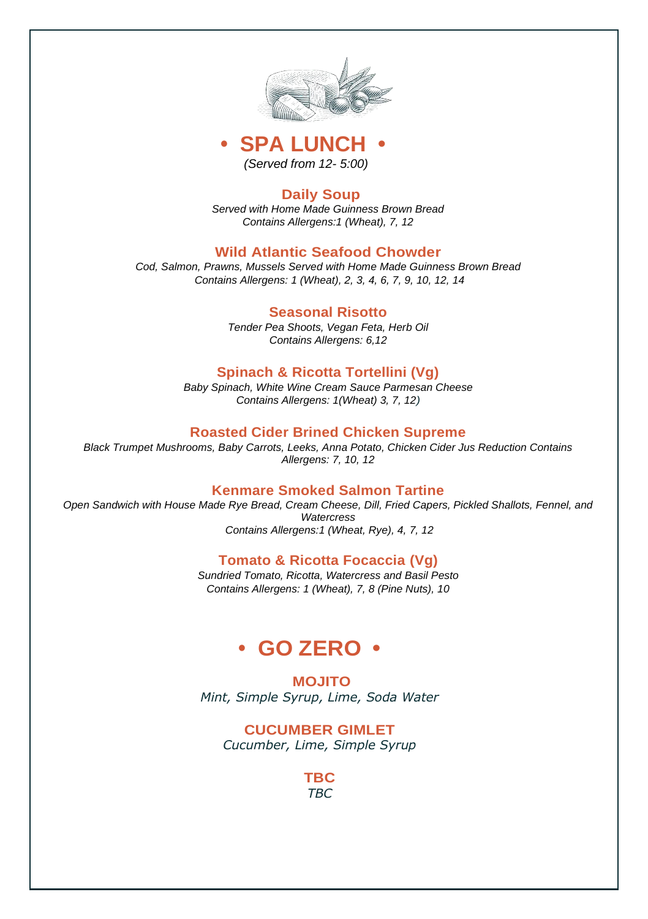# • SPA LUNCH •

*(Served from 12- 5:00)*

### Daily Soup

*Served with Home Made Guinness Brown Bread*
*Contains Allergens:1 (Wheat), 7, 12*

### Wild Atlantic Seafood Chowder

*Cod, Salmon, Prawns, Mussels Served with Home Made Guinness Brown Bread*
*Contains Allergens: 1 (Wheat), 2, 3, 4, 6, 7, 9, 10, 12, 14*

### Seasonal Risotto

*Tender Pea Shoots, Vegan Feta, Herb Oil*
*Contains Allergens: 6,12*

### Spinach & Ricotta Tortellini (Vg)

*Baby Spinach, White Wine Cream Sauce Parmesan Cheese*
*Contains Allergens: 1(Wheat) 3, 7, 12)*

### Roasted Cider Brined Chicken Supreme

*Black Trumpet Mushrooms, Baby Carrots, Leeks, Anna Potato, Chicken Cider Jus Reduction Contains Allergens: 7, 10, 12*

### Kenmare Smoked Salmon Tartine

*Open Sandwich with House Made Rye Bread, Cream Cheese, Dill, Fried Capers, Pickled Shallots, Fennel, and Watercress*
*Contains Allergens:1 (Wheat, Rye), 4, 7, 12*

### Tomato & Ricotta Focaccia (Vg)

*Sundried Tomato, Ricotta, Watercress and Basil Pesto*
*Contains Allergens: 1 (Wheat), 7, 8 (Pine Nuts), 10*

# • GO ZERO •

### MOJITO

*Mint, Simple Syrup, Lime, Soda Water*

### CUCUMBER GIMLET

*Cucumber, Lime, Simple Syrup*

### TBC

*TBC*